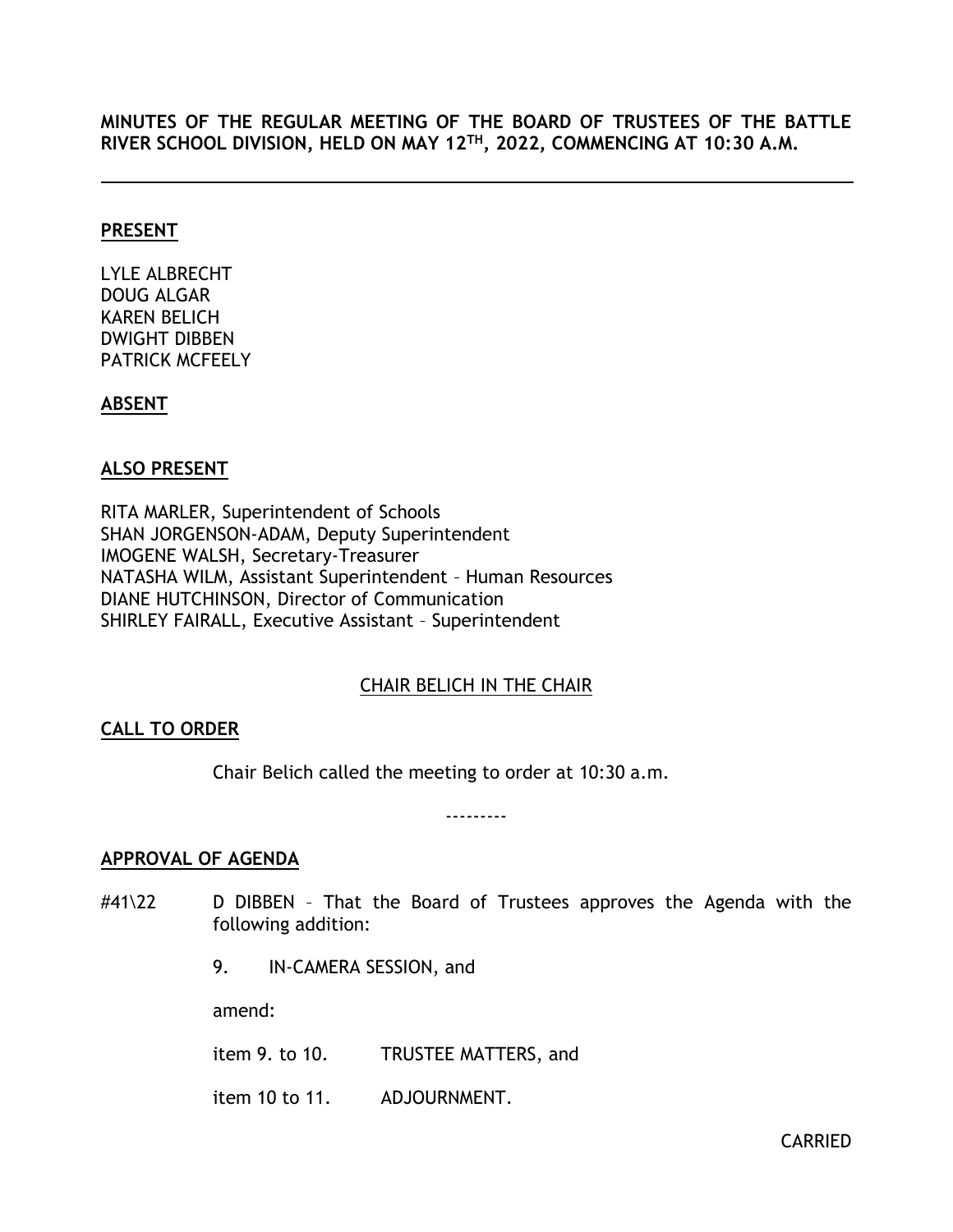**MINUTES OF THE REGULAR MEETING OF THE BOARD OF TRUSTEES OF THE BATTLE RIVER SCHOOL DIVISION, HELD ON MAY 12TH, 2022, COMMENCING AT 10:30 A.M.**

---

**PRESENT**

LYLE ALBRECHT
DOUG ALGAR
KAREN BELICH
DWIGHT DIBBEN
PATRICK MCFEELY

**ABSENT**

**ALSO PRESENT**

RITA MARLER, Superintendent of Schools
SHAN JORGENSON-ADAM, Deputy Superintendent
IMOGENE WALSH, Secretary-Treasurer
NATASHA WILM, Assistant Superintendent – Human Resources
DIANE HUTCHINSON, Director of Communication
SHIRLEY FAIRALL, Executive Assistant – Superintendent

CHAIR BELICH IN THE CHAIR

**CALL TO ORDER**

Chair Belich called the meeting to order at 10:30 a.m.

---------

**APPROVAL OF AGENDA**

#41\22 D DIBBEN – That the Board of Trustees approves the Agenda with the following addition:

9. IN-CAMERA SESSION, and

amend:

item 9. to 10. TRUSTEE MATTERS, and

item 10 to 11. ADJOURNMENT.

CARRIED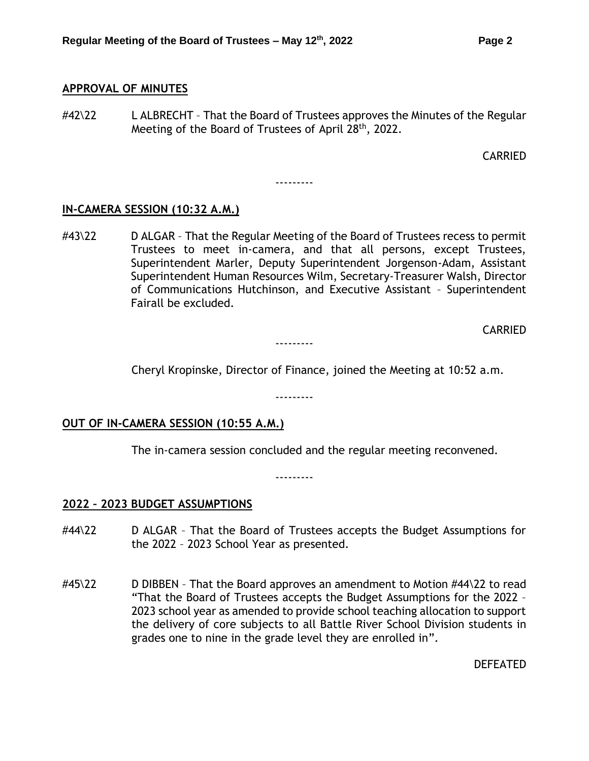## APPROVAL OF MINUTES

#42\22 L ALBRECHT – That the Board of Trustees approves the Minutes of the Regular Meeting of the Board of Trustees of April 28th, 2022.

CARRIED

---------

## IN-CAMERA SESSION (10:32 A.M.)

#43\22 D ALGAR – That the Regular Meeting of the Board of Trustees recess to permit Trustees to meet in-camera, and that all persons, except Trustees, Superintendent Marler, Deputy Superintendent Jorgenson-Adam, Assistant Superintendent Human Resources Wilm, Secretary-Treasurer Walsh, Director of Communications Hutchinson, and Executive Assistant – Superintendent Fairall be excluded.

CARRIED

---------

Cheryl Kropinske, Director of Finance, joined the Meeting at 10:52 a.m.

---------

## OUT OF IN-CAMERA SESSION (10:55 A.M.)

The in-camera session concluded and the regular meeting reconvened.

---------

## 2022 – 2023 BUDGET ASSUMPTIONS

#44\22 D ALGAR – That the Board of Trustees accepts the Budget Assumptions for the 2022 – 2023 School Year as presented.

#45\22 D DIBBEN – That the Board approves an amendment to Motion #44\22 to read "That the Board of Trustees accepts the Budget Assumptions for the 2022 – 2023 school year as amended to provide school teaching allocation to support the delivery of core subjects to all Battle River School Division students in grades one to nine in the grade level they are enrolled in".

DEFEATED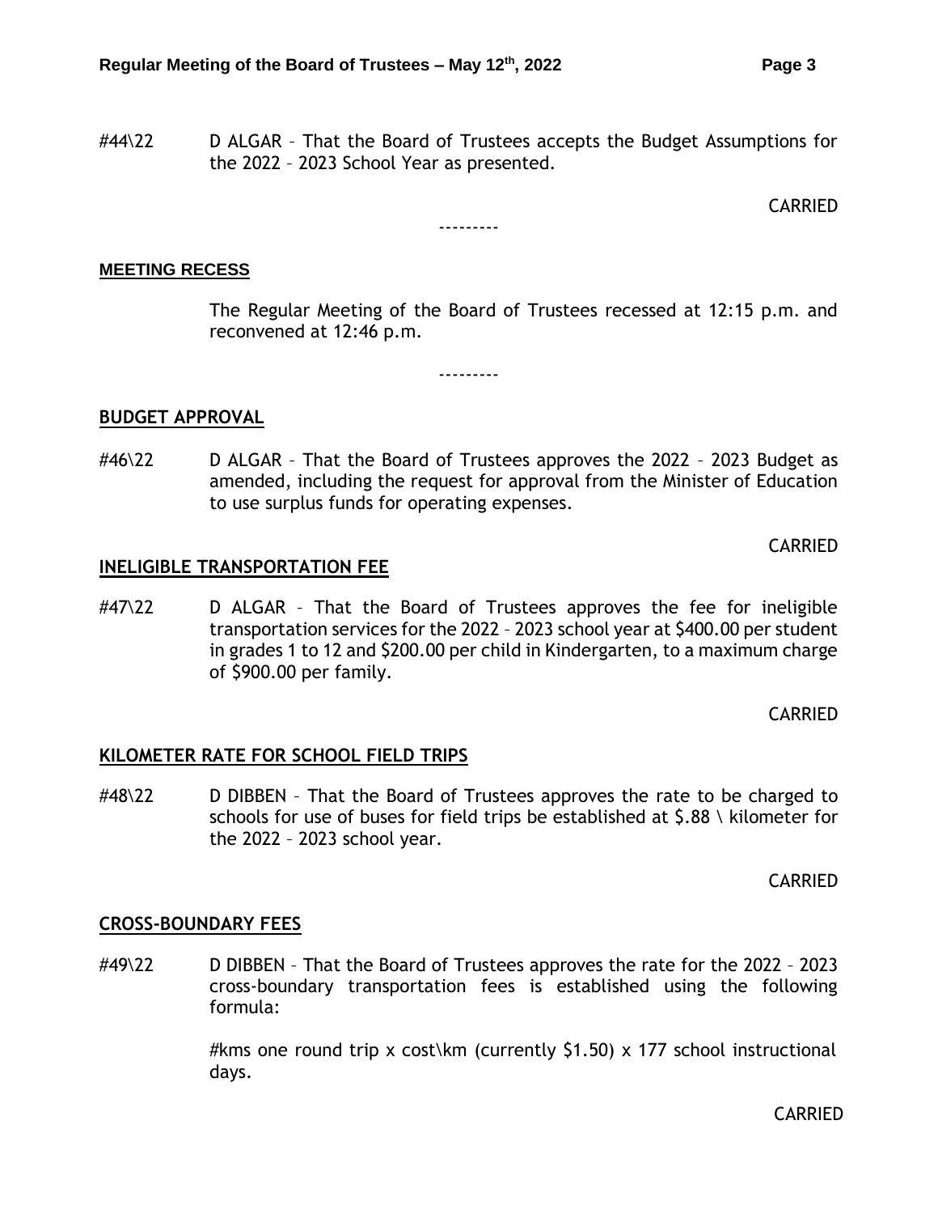#44\22 D ALGAR – That the Board of Trustees accepts the Budget Assumptions for the 2022 – 2023 School Year as presented.

CARRIED

---------

## MEETING RECESS

The Regular Meeting of the Board of Trustees recessed at 12:15 p.m. and reconvened at 12:46 p.m.

---------

## BUDGET APPROVAL

#46\22 D ALGAR – That the Board of Trustees approves the 2022 – 2023 Budget as amended, including the request for approval from the Minister of Education to use surplus funds for operating expenses.

CARRIED

## INELIGIBLE TRANSPORTATION FEE

#47\22 D ALGAR – That the Board of Trustees approves the fee for ineligible transportation services for the 2022 – 2023 school year at $400.00 per student in grades 1 to 12 and $200.00 per child in Kindergarten, to a maximum charge of $900.00 per family.

CARRIED

## KILOMETER RATE FOR SCHOOL FIELD TRIPS

#48\22 D DIBBEN – That the Board of Trustees approves the rate to be charged to schools for use of buses for field trips be established at $.88 \ kilometer for the 2022 – 2023 school year.

CARRIED

## CROSS-BOUNDARY FEES

#49\22 D DIBBEN – That the Board of Trustees approves the rate for the 2022 – 2023 cross-boundary transportation fees is established using the following formula:

#kms one round trip x cost\km (currently $1.50) x 177 school instructional days.

CARRIED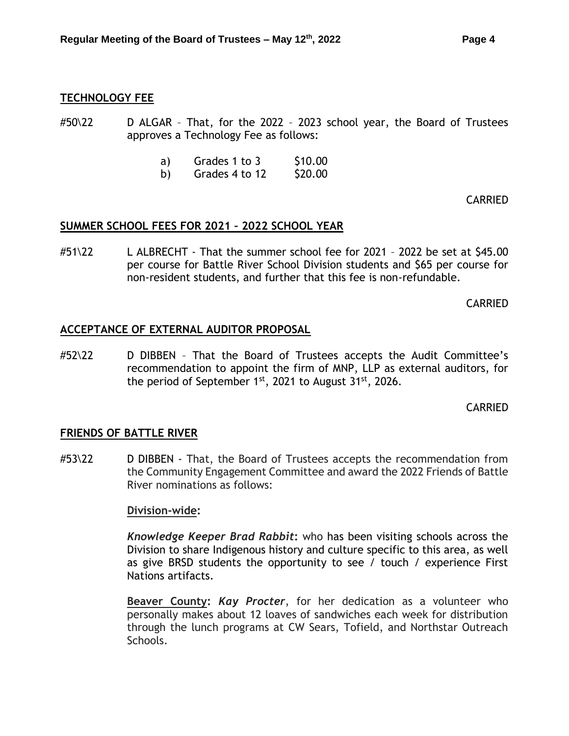**TECHNOLOGY FEE**

#50\22 D ALGAR – That, for the 2022 – 2023 school year, the Board of Trustees approves a Technology Fee as follows:

a) Grades 1 to 3 $10.00
b) Grades 4 to 12 $20.00

CARRIED

**SUMMER SCHOOL FEES FOR 2021 – 2022 SCHOOL YEAR**

#51\22 L ALBRECHT - That the summer school fee for 2021 – 2022 be set at $45.00 per course for Battle River School Division students and $65 per course for non-resident students, and further that this fee is non-refundable.

CARRIED

**ACCEPTANCE OF EXTERNAL AUDITOR PROPOSAL**

#52\22 D DIBBEN – That the Board of Trustees accepts the Audit Committee's recommendation to appoint the firm of MNP, LLP as external auditors, for the period of September 1st, 2021 to August 31st, 2026.

CARRIED

**FRIENDS OF BATTLE RIVER**

#53\22 D DIBBEN - That, the Board of Trustees accepts the recommendation from the Community Engagement Committee and award the 2022 Friends of Battle River nominations as follows:

**Division-wide:**

***Knowledge Keeper Brad Rabbit*:** who has been visiting schools across the Division to share Indigenous history and culture specific to this area, as well as give BRSD students the opportunity to see / touch / experience First Nations artifacts.

**Beaver County:** ***Kay Procter***, for her dedication as a volunteer who personally makes about 12 loaves of sandwiches each week for distribution through the lunch programs at CW Sears, Tofield, and Northstar Outreach Schools.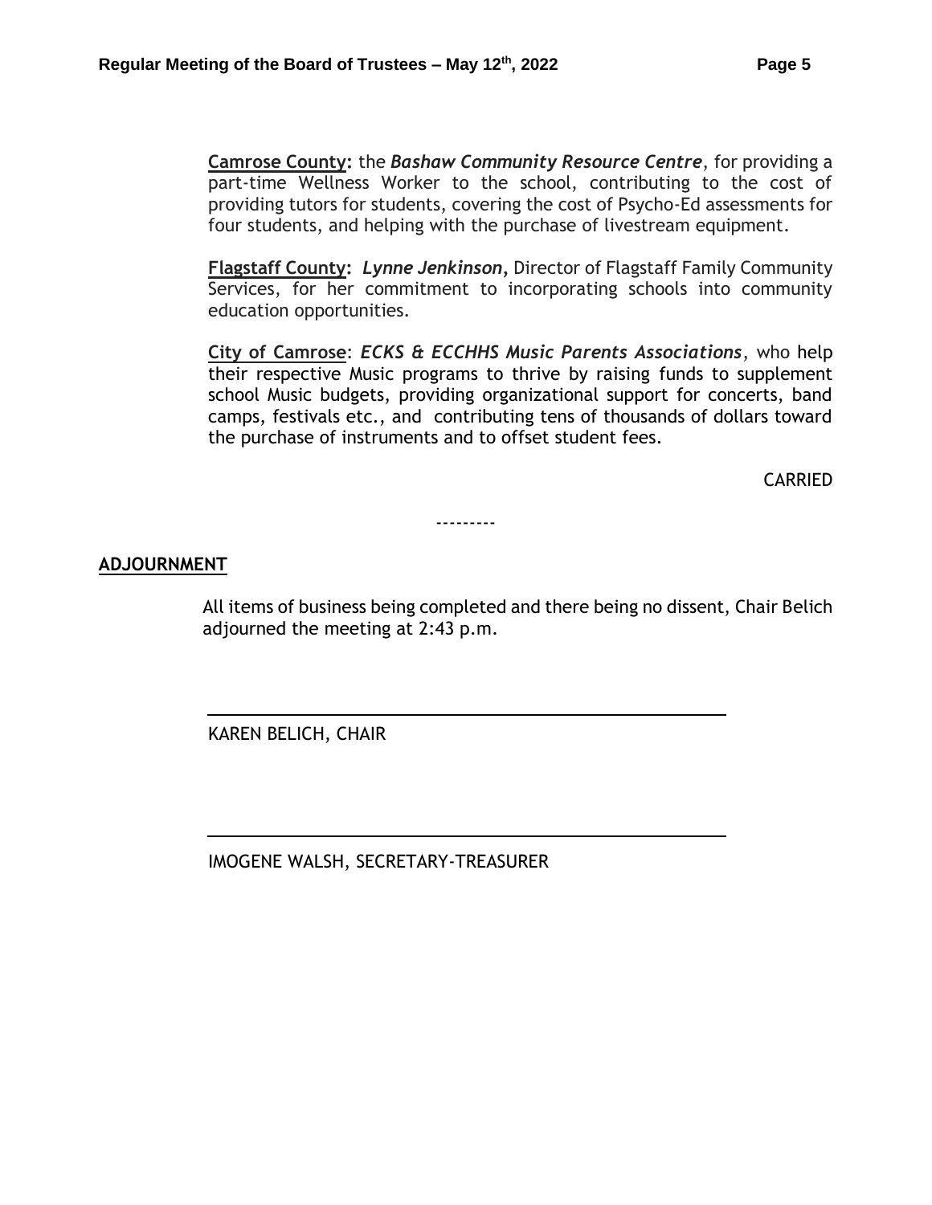**Camrose County:** the ***Bashaw Community Resource Centre***, for providing a part-time Wellness Worker to the school, contributing to the cost of providing tutors for students, covering the cost of Psycho-Ed assessments for four students, and helping with the purchase of livestream equipment.

**Flagstaff County:** ***Lynne Jenkinson***, Director of Flagstaff Family Community Services, for her commitment to incorporating schools into community education opportunities.

**City of Camrose**: ***ECKS & ECCHHS Music Parents Associations***, who help their respective Music programs to thrive by raising funds to supplement school Music budgets, providing organizational support for concerts, band camps, festivals etc., and contributing tens of thousands of dollars toward the purchase of instruments and to offset student fees.

CARRIED

---------

**ADJOURNMENT**

All items of business being completed and there being no dissent, Chair Belich adjourned the meeting at 2:43 p.m.

KAREN BELICH, CHAIR

IMOGENE WALSH, SECRETARY-TREASURER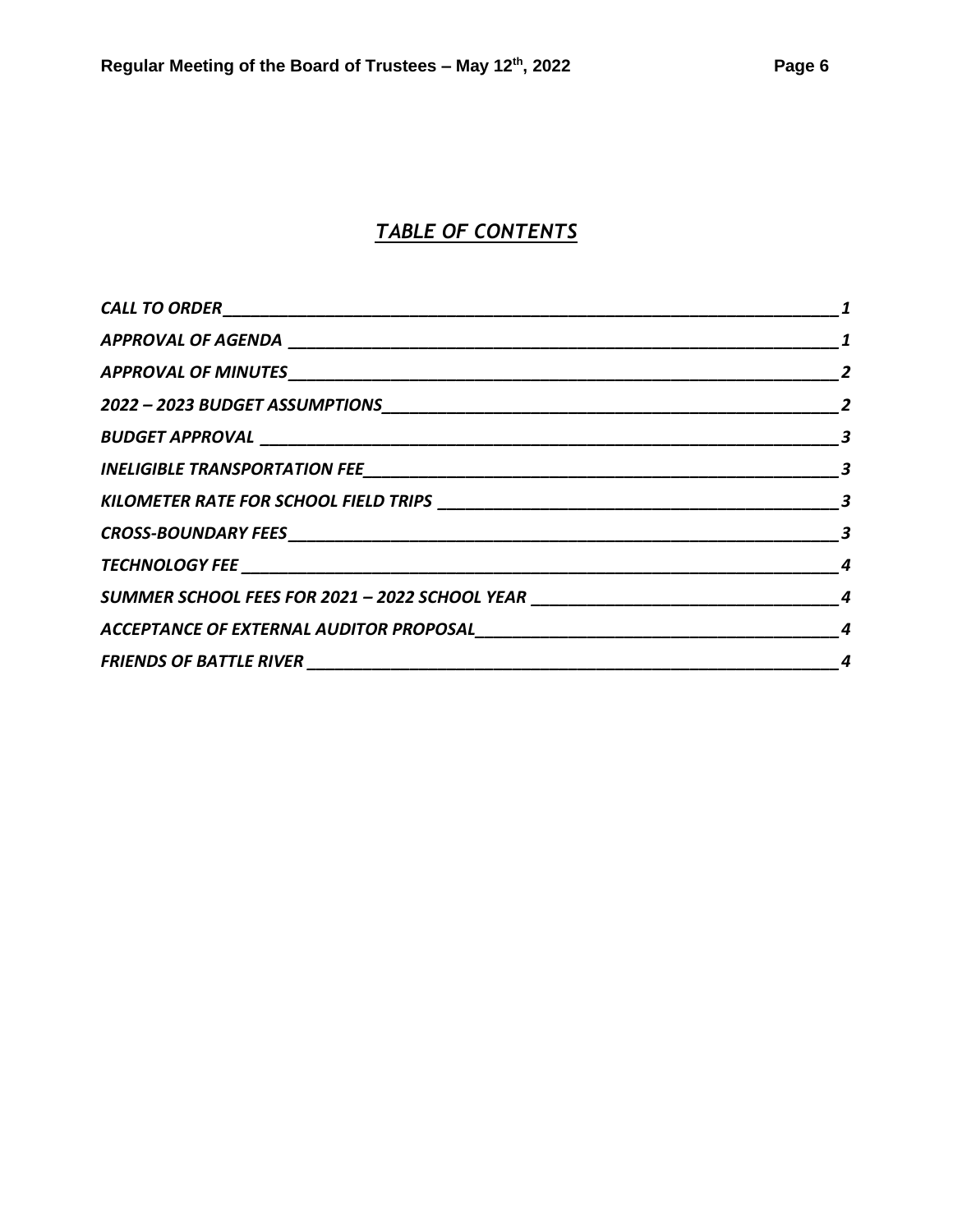## *TABLE OF CONTENTS*

*CALL TO ORDER* 1

*APPROVAL OF AGENDA* 1

*APPROVAL OF MINUTES* 2

*2022 – 2023 BUDGET ASSUMPTIONS* 2

*BUDGET APPROVAL* 3

*INELIGIBLE TRANSPORTATION FEE* 3

*KILOMETER RATE FOR SCHOOL FIELD TRIPS* 3

*CROSS-BOUNDARY FEES* 3

*TECHNOLOGY FEE* 4

*SUMMER SCHOOL FEES FOR 2021 – 2022 SCHOOL YEAR* 4

*ACCEPTANCE OF EXTERNAL AUDITOR PROPOSAL* 4

*FRIENDS OF BATTLE RIVER* 4